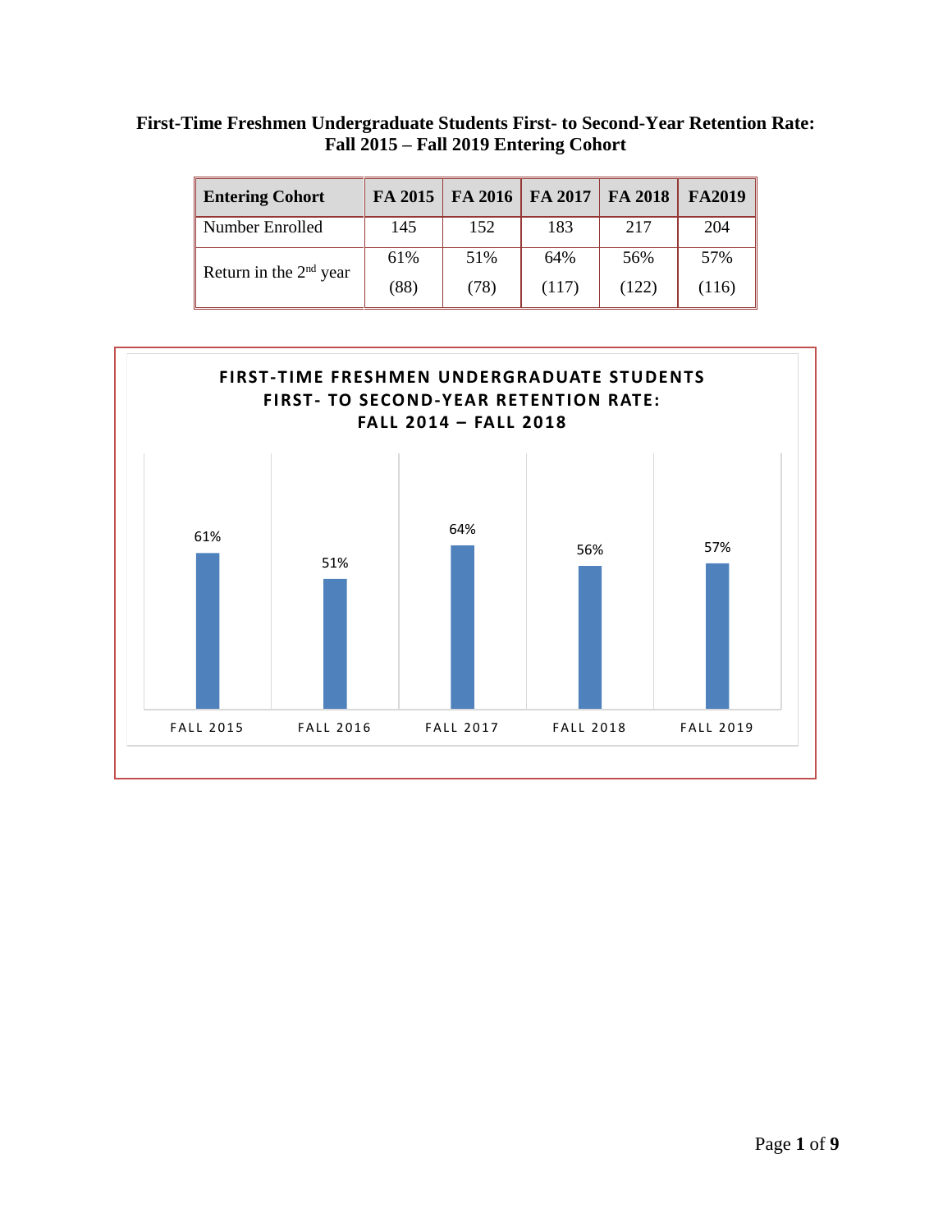## First-Time Freshmen Undergraduate Students First- to Second-Year Retention Rate: Fall 2015 – Fall 2019 Entering Cohort

| Entering Cohort | FA 2015 | FA 2016 | FA 2017 | FA 2018 | FA2019 |
|---|---|---|---|---|---|
| Number Enrolled | 145 | 152 | 183 | 217 | 204 |
| Return in the 2nd year | 61% (88) | 51% (78) | 64% (117) | 56% (122) | 57% (116) |

**FIRST-TIME FRESHMEN UNDERGRADUATE STUDENTS FIRST- TO SECOND-YEAR RETENTION RATE: FALL 2014 – FALL 2018**

| FALL 2015 | FALL 2016 | FALL 2017 | FALL 2018 | FALL 2019 |
|---|---|---|---|---|
| 61% | 51% | 64% | 56% | 57% |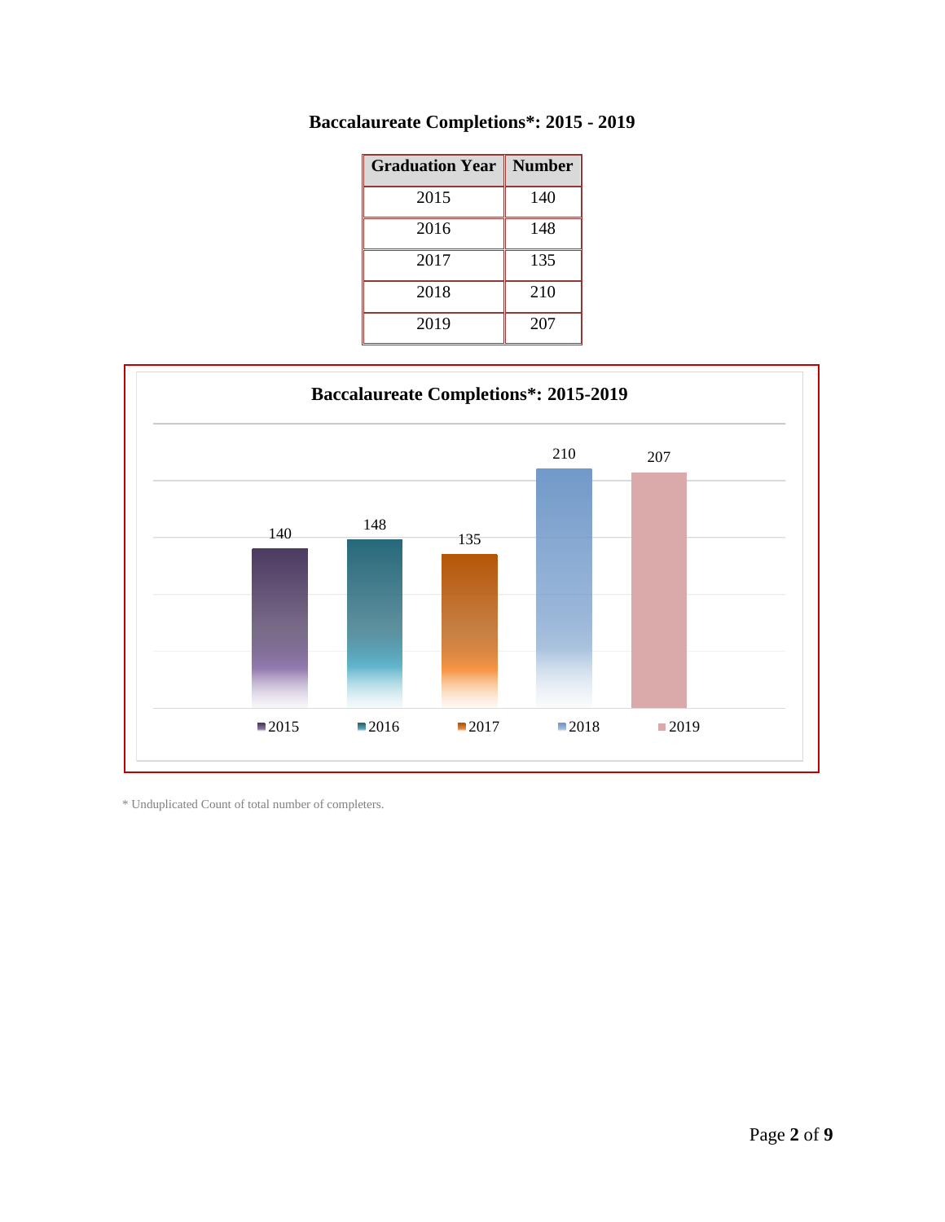## Baccalaureate Completions*: 2015 - 2019

| Graduation Year | Number |
|---|---|
| 2015 | 140 |
| 2016 | 148 |
| 2017 | 135 |
| 2018 | 210 |
| 2019 | 207 |

**Baccalaureate Completions*: 2015-2019**

| Year | Number |
|---|---|
| 2015 | 140 |
| 2016 | 148 |
| 2017 | 135 |
| 2018 | 210 |
| 2019 | 207 |

* Unduplicated Count of total number of completers.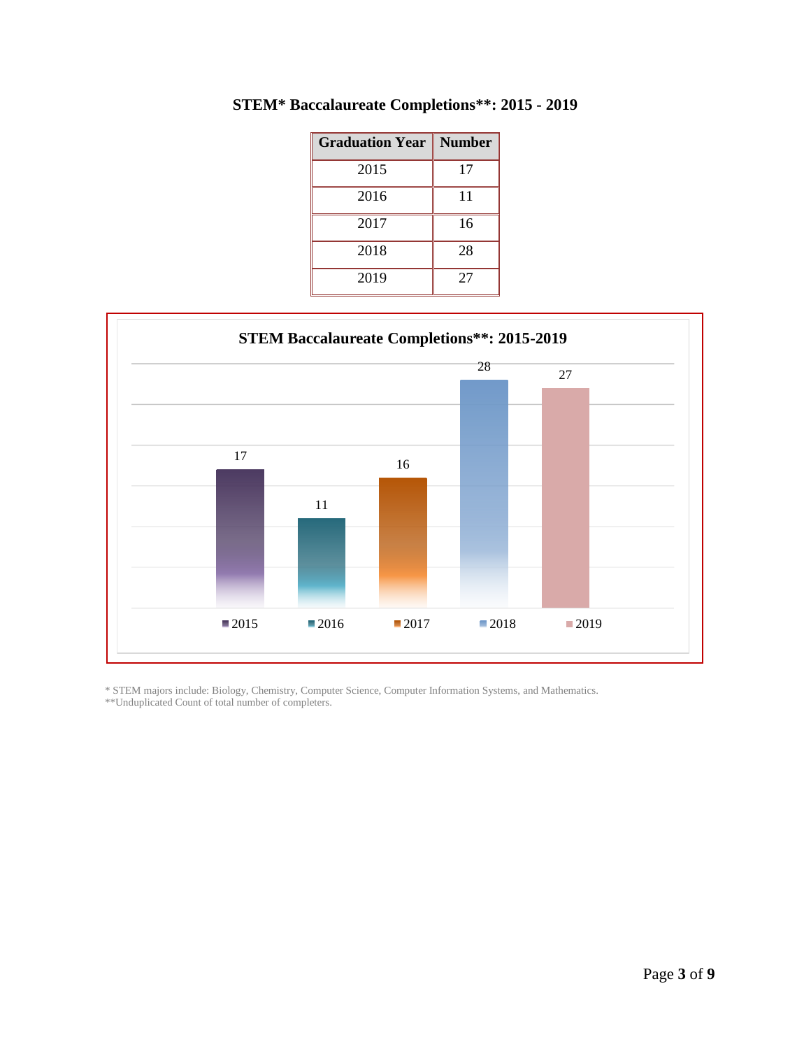## STEM* Baccalaureate Completions**: 2015 - 2019

| Graduation Year | Number |
|---|---|
| 2015 | 17 |
| 2016 | 11 |
| 2017 | 16 |
| 2018 | 28 |
| 2019 | 27 |

**STEM Baccalaureate Completions**: 2015-2019**

| Year | Completions |
|---|---|
| 2015 | 17 |
| 2016 | 11 |
| 2017 | 16 |
| 2018 | 28 |
| 2019 | 27 |

* STEM majors include: Biology, Chemistry, Computer Science, Computer Information Systems, and Mathematics.
**Unduplicated Count of total number of completers.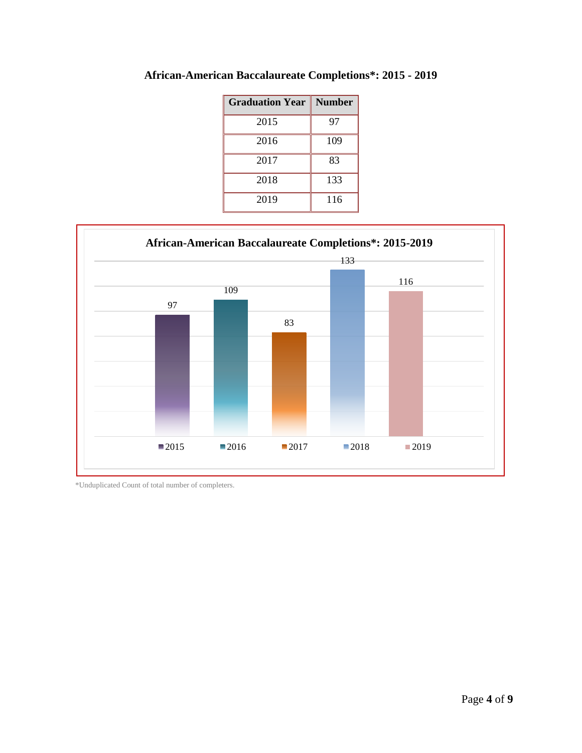## African-American Baccalaureate Completions*: 2015 - 2019

| Graduation Year | Number |
|---|---|
| 2015 | 97 |
| 2016 | 109 |
| 2017 | 83 |
| 2018 | 133 |
| 2019 | 116 |

**African-American Baccalaureate Completions*: 2015-2019**

| Year | Number |
|---|---|
| 2015 | 97 |
| 2016 | 109 |
| 2017 | 83 |
| 2018 | 133 |
| 2019 | 116 |

*Unduplicated Count of total number of completers.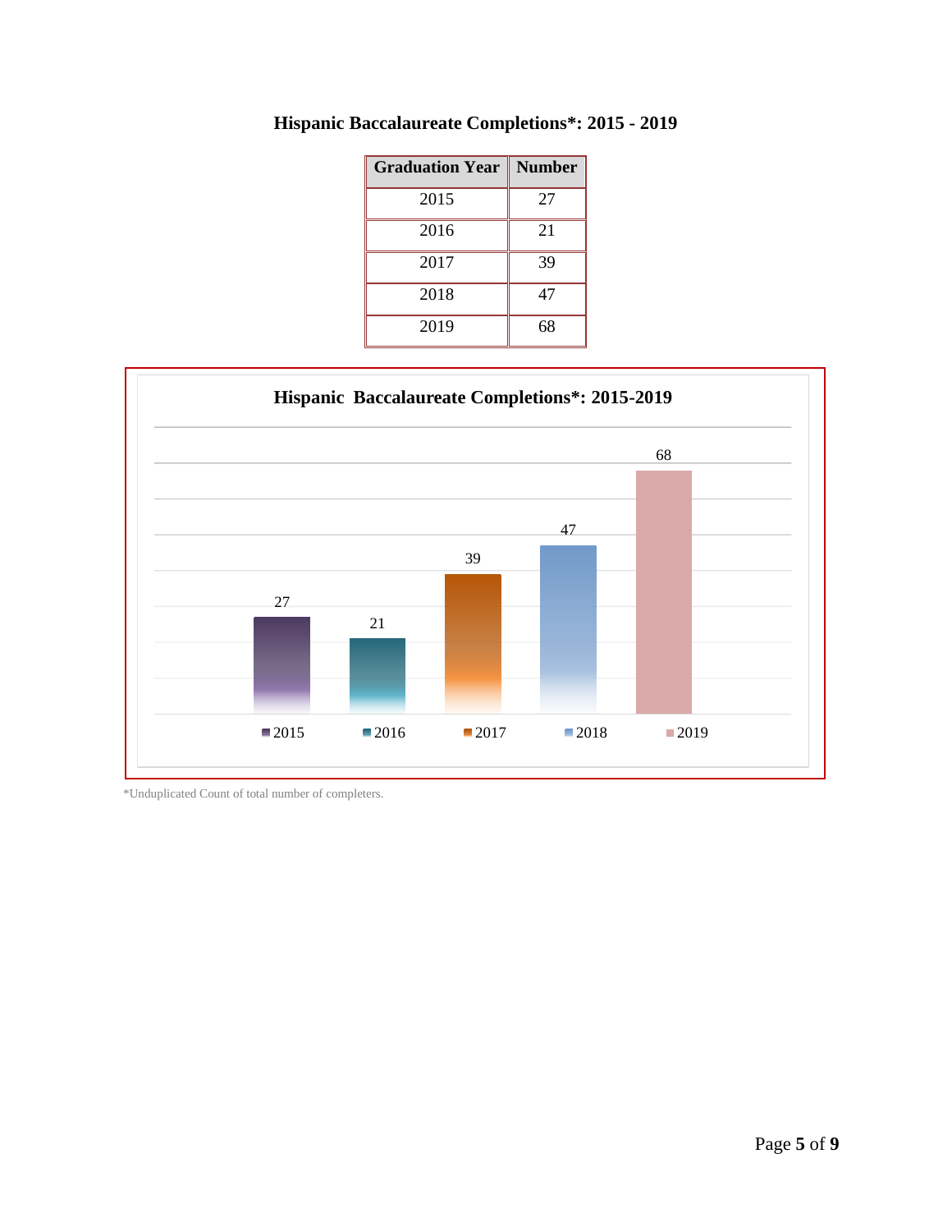# Hispanic Baccalaureate Completions*: 2015 - 2019

| Graduation Year | Number |
|---|---|
| 2015 | 27 |
| 2016 | 21 |
| 2017 | 39 |
| 2018 | 47 |
| 2019 | 68 |

**Hispanic Baccalaureate Completions*: 2015-2019**

| 2015 | 2016 | 2017 | 2018 | 2019 |
|---|---|---|---|---|
| 27 | 21 | 39 | 47 | 68 |

*Unduplicated Count of total number of completers.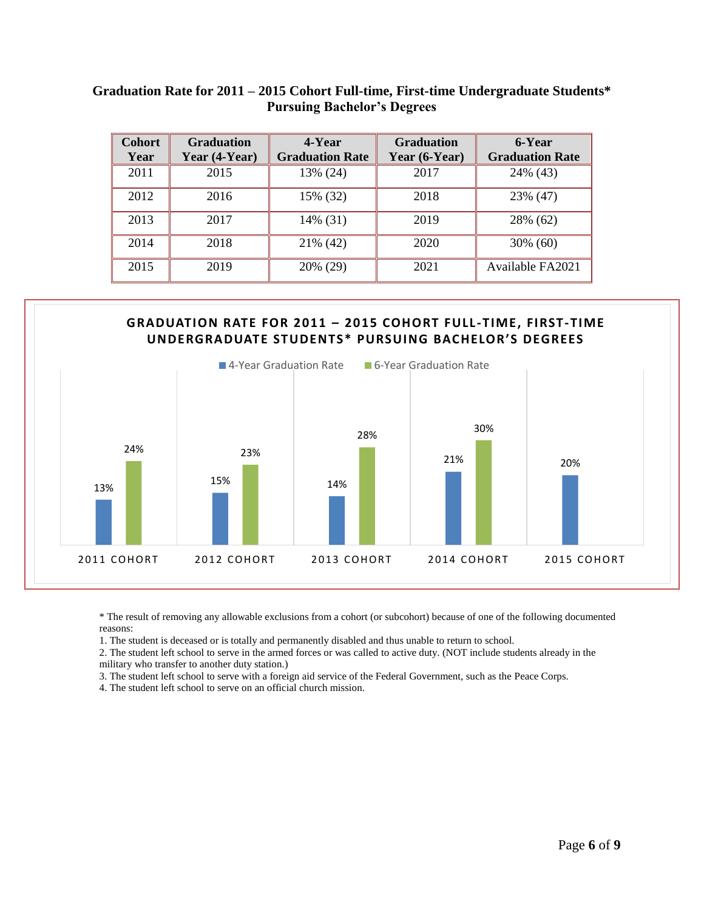## Graduation Rate for 2011 – 2015 Cohort Full-time, First-time Undergraduate Students* Pursuing Bachelor's Degrees

| Cohort Year | Graduation Year (4-Year) | 4-Year Graduation Rate | Graduation Year (6-Year) | 6-Year Graduation Rate |
|---|---|---|---|---|
| 2011 | 2015 | 13% (24) | 2017 | 24% (43) |
| 2012 | 2016 | 15% (32) | 2018 | 23% (47) |
| 2013 | 2017 | 14% (31) | 2019 | 28% (62) |
| 2014 | 2018 | 21% (42) | 2020 | 30% (60) |
| 2015 | 2019 | 20% (29) | 2021 | Available FA2021 |

**GRADUATION RATE FOR 2011 – 2015 COHORT FULL-TIME, FIRST-TIME UNDERGRADUATE STUDENTS* PURSUING BACHELOR'S DEGREES**

| | 4-Year Graduation Rate | 6-Year Graduation Rate |
|---|---|---|
| 2011 COHORT | 13% | 24% |
| 2012 COHORT | 15% | 23% |
| 2013 COHORT | 14% | 28% |
| 2014 COHORT | 21% | 30% |
| 2015 COHORT | 20% | |

* The result of removing any allowable exclusions from a cohort (or subcohort) because of one of the following documented reasons:

1. The student is deceased or is totally and permanently disabled and thus unable to return to school.
2. The student left school to serve in the armed forces or was called to active duty. (NOT include students already in the military who transfer to another duty station.)
3. The student left school to serve with a foreign aid service of the Federal Government, such as the Peace Corps.
4. The student left school to serve on an official church mission.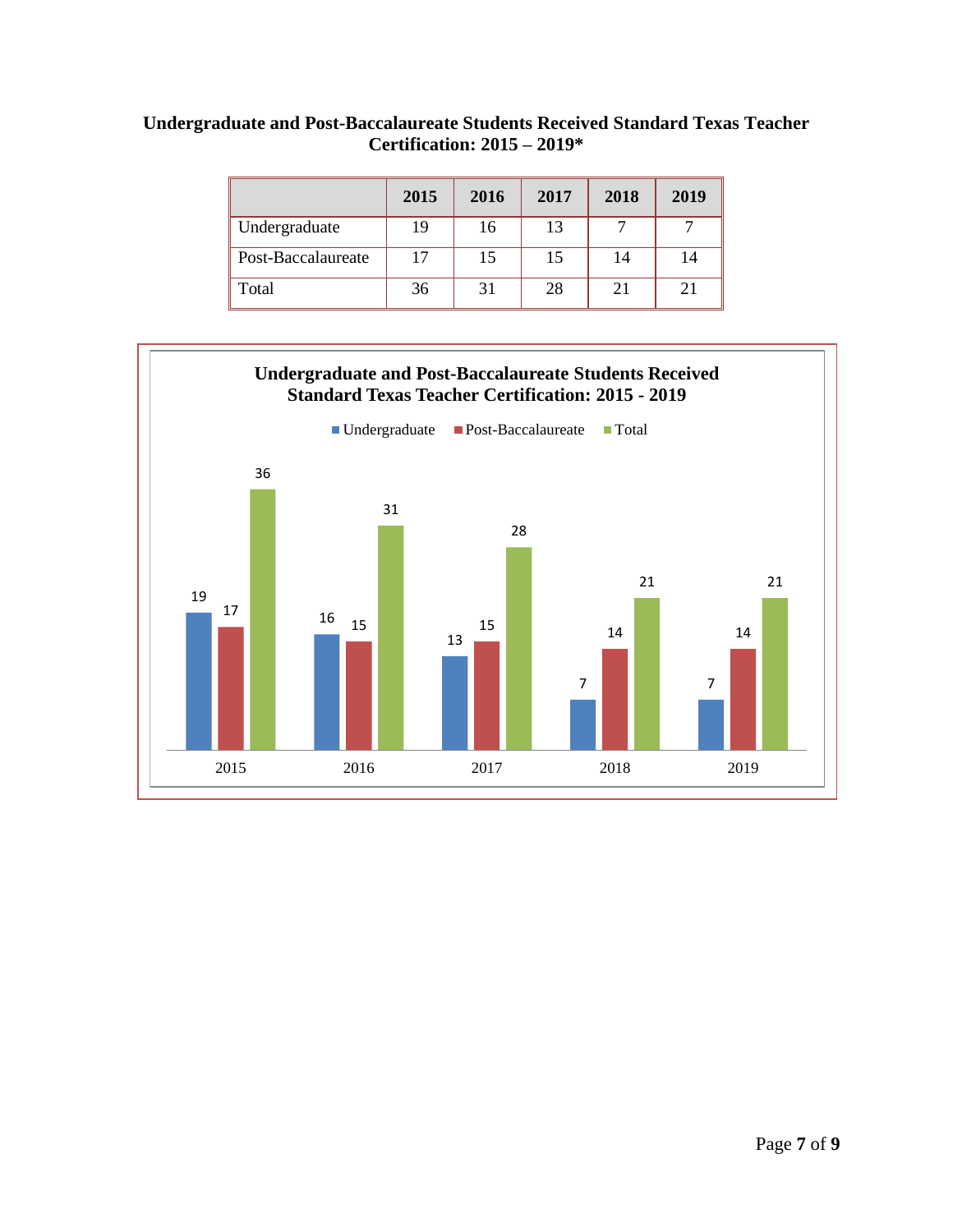**Undergraduate and Post-Baccalaureate Students Received Standard Texas Teacher Certification: 2015 – 2019***

| | 2015 | 2016 | 2017 | 2018 | 2019 |
|---|---|---|---|---|---|
| Undergraduate | 19 | 16 | 13 | 7 | 7 |
| Post-Baccalaureate | 17 | 15 | 15 | 14 | 14 |
| Total | 36 | 31 | 28 | 21 | 21 |

**Undergraduate and Post-Baccalaureate Students Received Standard Texas Teacher Certification: 2015 - 2019**

| | 2015 | 2016 | 2017 | 2018 | 2019 |
|---|---|---|---|---|---|
| Undergraduate | 19 | 16 | 13 | 7 | 7 |
| Post-Baccalaureate | 17 | 15 | 15 | 14 | 14 |
| Total | 36 | 31 | 28 | 21 | 21 |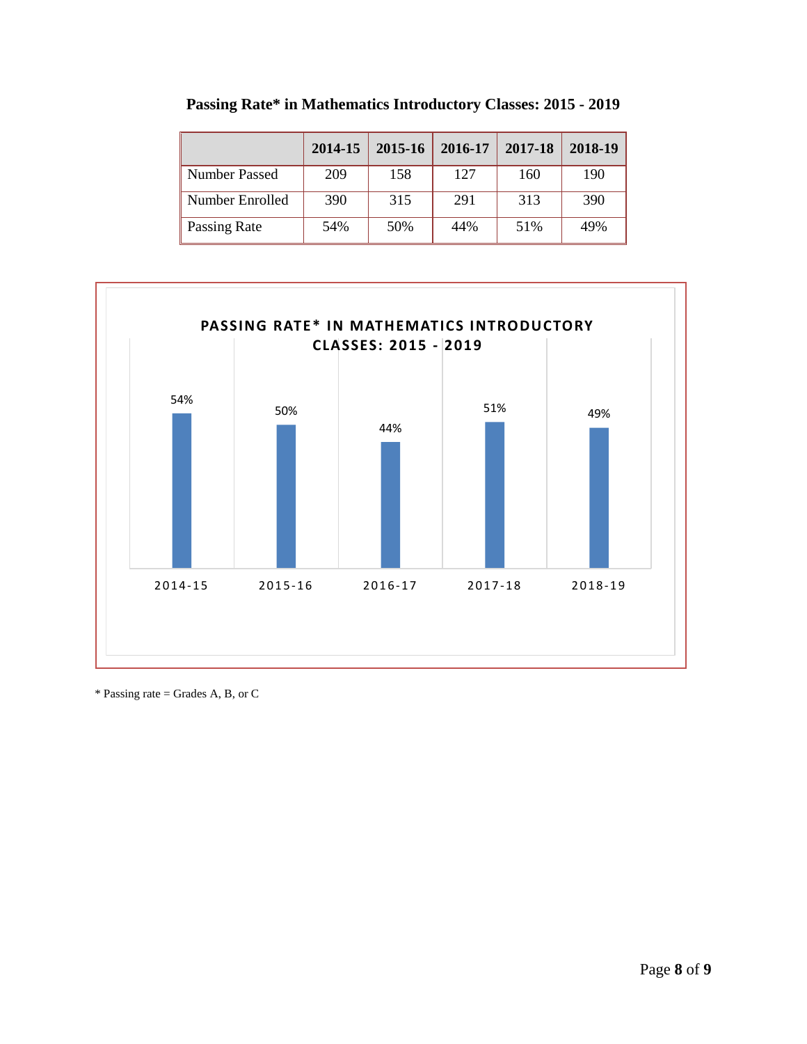**Passing Rate* in Mathematics Introductory Classes: 2015 - 2019**

| | 2014-15 | 2015-16 | 2016-17 | 2017-18 | 2018-19 |
|---|---|---|---|---|---|
| Number Passed | 209 | 158 | 127 | 160 | 190 |
| Number Enrolled | 390 | 315 | 291 | 313 | 390 |
| Passing Rate | 54% | 50% | 44% | 51% | 49% |

**PASSING RATE* IN MATHEMATICS INTRODUCTORY CLASSES: 2015 - 2019**

| 2014-15 | 2015-16 | 2016-17 | 2017-18 | 2018-19 |
|---|---|---|---|---|
| 54% | 50% | 44% | 51% | 49% |

* Passing rate = Grades A, B, or C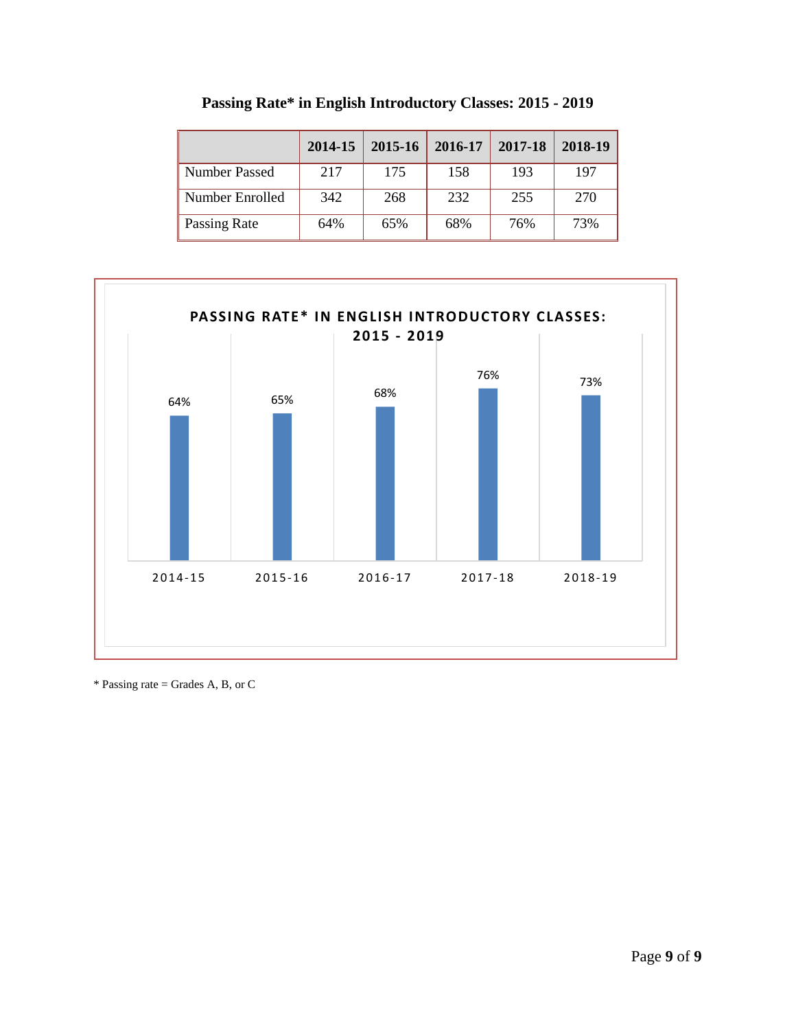**Passing Rate* in English Introductory Classes: 2015 - 2019**

| | 2014-15 | 2015-16 | 2016-17 | 2017-18 | 2018-19 |
|---|---|---|---|---|---|
| Number Passed | 217 | 175 | 158 | 193 | 197 |
| Number Enrolled | 342 | 268 | 232 | 255 | 270 |
| Passing Rate | 64% | 65% | 68% | 76% | 73% |

PASSING RATE* IN ENGLISH INTRODUCTORY CLASSES: 2015 - 2019

64%
65%
68%
76%
73%

2014-15
2015-16
2016-17
2017-18
2018-19

* Passing rate = Grades A, B, or C